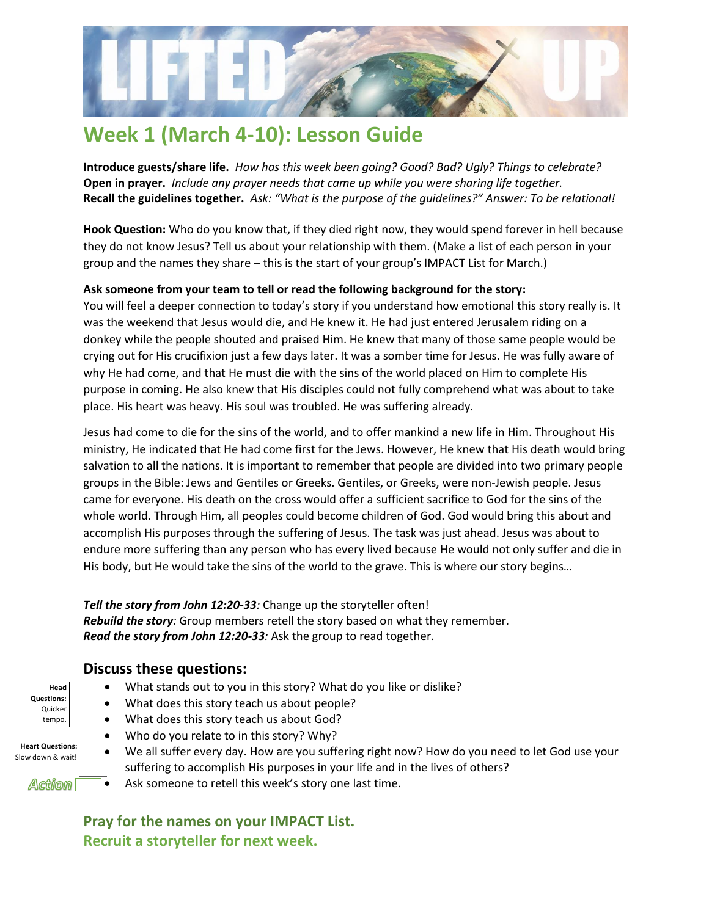# Week 1 (March 4-10): Lesson Guide

**Introduce guests/share life.** *How has this week been going? Good? Bad? Ugly? Things to celebrate?*
**Open in prayer.** *Include any prayer needs that came up while you were sharing life together.*
**Recall the guidelines together.** *Ask: "What is the purpose of the guidelines?" Answer: To be relational!*

**Hook Question:** Who do you know that, if they died right now, they would spend forever in hell because they do not know Jesus? Tell us about your relationship with them. (Make a list of each person in your group and the names they share – this is the start of your group's IMPACT List for March.)

**Ask someone from your team to tell or read the following background for the story:**
You will feel a deeper connection to today's story if you understand how emotional this story really is. It was the weekend that Jesus would die, and He knew it. He had just entered Jerusalem riding on a donkey while the people shouted and praised Him. He knew that many of those same people would be crying out for His crucifixion just a few days later. It was a somber time for Jesus. He was fully aware of why He had come, and that He must die with the sins of the world placed on Him to complete His purpose in coming. He also knew that His disciples could not fully comprehend what was about to take place. His heart was heavy. His soul was troubled. He was suffering already.

Jesus had come to die for the sins of the world, and to offer mankind a new life in Him. Throughout His ministry, He indicated that He had come first for the Jews. However, He knew that His death would bring salvation to all the nations. It is important to remember that people are divided into two primary people groups in the Bible: Jews and Gentiles or Greeks. Gentiles, or Greeks, were non-Jewish people. Jesus came for everyone. His death on the cross would offer a sufficient sacrifice to God for the sins of the whole world. Through Him, all peoples could become children of God. God would bring this about and accomplish His purposes through the suffering of Jesus. The task was just ahead. Jesus was about to endure more suffering than any person who has every lived because He would not only suffer and die in His body, but He would take the sins of the world to the grave. This is where our story begins…

***Tell the story from John 12:20-33***: Change up the storyteller often!
***Rebuild the story***: Group members retell the story based on what they remember.
***Read the story from John 12:20-33***: Ask the group to read together.

## Discuss these questions:

**Head Questions:** Quicker tempo.

- What stands out to you in this story? What do you like or dislike?
- What does this story teach us about people?
- What does this story teach us about God?

**Heart Questions:** Slow down & wait!

- Who do you relate to in this story? Why?
- We all suffer every day. How are you suffering right now? How do you need to let God use your suffering to accomplish His purposes in your life and in the lives of others?

**Action**

- Ask someone to retell this week's story one last time.

**Pray for the names on your IMPACT List.**
**Recruit a storyteller for next week.**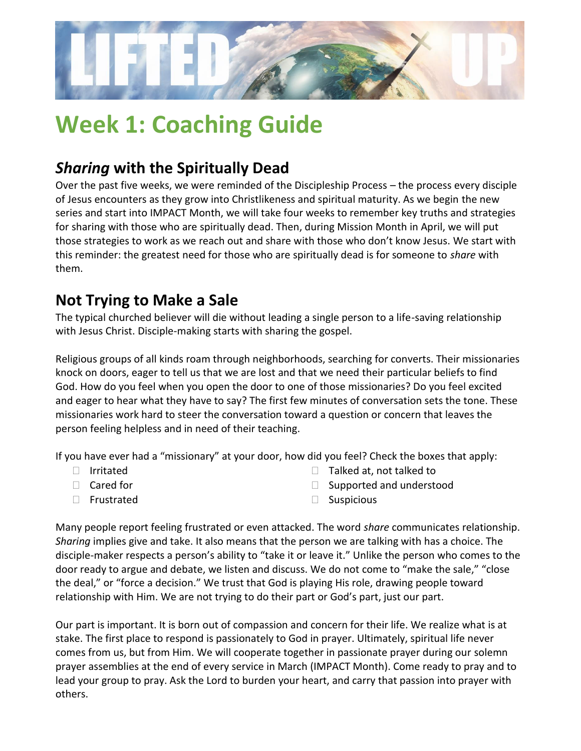# Week 1: Coaching Guide

## *Sharing* with the Spiritually Dead

Over the past five weeks, we were reminded of the Discipleship Process – the process every disciple of Jesus encounters as they grow into Christlikeness and spiritual maturity. As we begin the new series and start into IMPACT Month, we will take four weeks to remember key truths and strategies for sharing with those who are spiritually dead. Then, during Mission Month in April, we will put those strategies to work as we reach out and share with those who don't know Jesus. We start with this reminder: the greatest need for those who are spiritually dead is for someone to *share* with them.

## Not Trying to Make a Sale

The typical churched believer will die without leading a single person to a life-saving relationship with Jesus Christ. Disciple-making starts with sharing the gospel.

Religious groups of all kinds roam through neighborhoods, searching for converts. Their missionaries knock on doors, eager to tell us that we are lost and that we need their particular beliefs to find God. How do you feel when you open the door to one of those missionaries? Do you feel excited and eager to hear what they have to say? The first few minutes of conversation sets the tone. These missionaries work hard to steer the conversation toward a question or concern that leaves the person feeling helpless and in need of their teaching.

If you have ever had a "missionary" at your door, how did you feel? Check the boxes that apply:

- ☐ Irritated
- ☐ Cared for
- ☐ Frustrated
- ☐ Talked at, not talked to
- ☐ Supported and understood
- ☐ Suspicious

Many people report feeling frustrated or even attacked. The word *share* communicates relationship. *Sharing* implies give and take. It also means that the person we are talking with has a choice. The disciple-maker respects a person's ability to "take it or leave it." Unlike the person who comes to the door ready to argue and debate, we listen and discuss. We do not come to "make the sale," "close the deal," or "force a decision." We trust that God is playing His role, drawing people toward relationship with Him. We are not trying to do their part or God's part, just our part.

Our part is important. It is born out of compassion and concern for their life. We realize what is at stake. The first place to respond is passionately to God in prayer. Ultimately, spiritual life never comes from us, but from Him. We will cooperate together in passionate prayer during our solemn prayer assemblies at the end of every service in March (IMPACT Month). Come ready to pray and to lead your group to pray. Ask the Lord to burden your heart, and carry that passion into prayer with others.